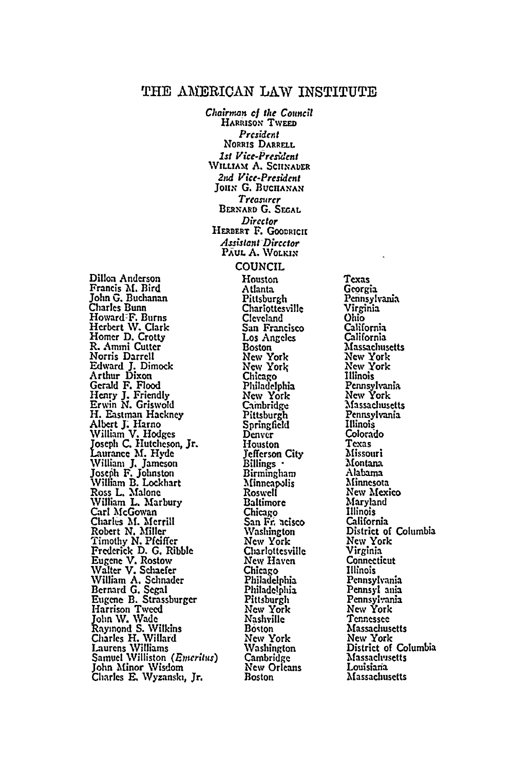# THE AMERICAN LAW INSTITUTE

*Chairman of the Council*
HARRISON TWEED

*President*
NORRIS DARRELL

*1st Vice-President*
WILLIAM A. SCHNADER

*2nd Vice-President*
JOHN G. BUCHANAN

*Treasurer*
BERNARD G. SEGAL

*Director*
HERBERT F. GOODRICH

*Assistant Director*
PAUL A. WOLKIN

## COUNCIL

| | | |
|---|---|---|
| Dillon Anderson | Houston | Texas |
| Francis M. Bird | Atlanta | Georgia |
| John G. Buchanan | Pittsburgh | Pennsylvania |
| Charles Bunn | Charlottesville | Virginia |
| Howard F. Burns | Cleveland | Ohio |
| Herbert W. Clark | San Francisco | California |
| Homer D. Crotty | Los Angeles | California |
| R. Ammi Cutter | Boston | Massachusetts |
| Norris Darrell | New York | New York |
| Edward J. Dimock | New York | New York |
| Arthur Dixon | Chicago | Illinois |
| Gerald F. Flood | Philadelphia | Pennsylvania |
| Henry J. Friendly | New York | New York |
| Erwin N. Griswold | Cambridge | Massachusetts |
| H. Eastman Hackney | Pittsburgh | Pennsylvania |
| Albert J. Harno | Springfield | Illinois |
| William V. Hodges | Denver | Colorado |
| Joseph C. Hutcheson, Jr. | Houston | Texas |
| Laurance M. Hyde | Jefferson City | Missouri |
| William J. Jameson | Billings | Montana |
| Joseph F. Johnston | Birmingham | Alabama |
| William B. Lockhart | Minneapolis | Minnesota |
| Ross L. Malone | Roswell | New Mexico |
| William L. Marbury | Baltimore | Maryland |
| Carl McGowan | Chicago | Illinois |
| Charles M. Merrill | San Francisco | California |
| Robert N. Miller | Washington | District of Columbia |
| Timothy N. Pfeiffer | New York | New York |
| Frederick D. G. Ribble | Charlottesville | Virginia |
| Eugene V. Rostow | New Haven | Connecticut |
| Walter V. Schaefer | Chicago | Illinois |
| William A. Schnader | Philadelphia | Pennsylvania |
| Bernard G. Segal | Philadelphia | Pennsylvania |
| Eugene B. Strassburger | Pittsburgh | Pennsylvania |
| Harrison Tweed | New York | New York |
| John W. Wade | Nashville | Tennessee |
| Raymond S. Wilkins | Boston | Massachusetts |
| Charles H. Willard | New York | New York |
| Laurens Williams | Washington | District of Columbia |
| Samuel Williston (*Emeritus*) | Cambridge | Massachusetts |
| John Minor Wisdom | New Orleans | Louisiana |
| Charles E. Wyzanski, Jr. | Boston | Massachusetts |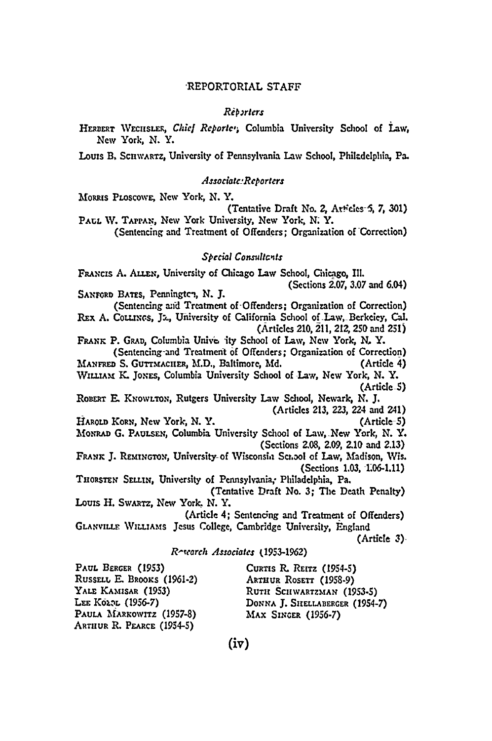## REPORTORIAL STAFF

### *Reporters*

HERBERT WECHSLER, *Chief Reporter*, Columbia University School of Law, New York, N. Y.

LOUIS B. SCHWARTZ, University of Pennsylvania Law School, Philadelphia, Pa.

### *Associate Reporters*

MORRIS PLOSCOWE, New York, N. Y.
(Tentative Draft No. 2, Articles 5, 7, 301)

PAUL W. TAPPAN, New York University, New York, N. Y.
(Sentencing and Treatment of Offenders; Organization of Correction)

### *Special Consultants*

FRANCIS A. ALLEN, University of Chicago Law School, Chicago, Ill.
(Sections 2.07, 3.07 and 6.04)

SANFORD BATES, Pennington, N. J.
(Sentencing and Treatment of Offenders; Organization of Correction)

REX A. COLLINGS, JR., University of California School of Law, Berkeley, Cal.
(Articles 210, 211, 212, 250 and 251)

FRANK P. GRAD, Columbia University School of Law, New York, N. Y.
(Sentencing and Treatment of Offenders; Organization of Correction)

MANFRED S. GUTTMACHER, M.D., Baltimore, Md. (Article 4)

WILLIAM K. JONES, Columbia University School of Law, New York, N. Y.
(Article 5)

ROBERT E. KNOWLTON, Rutgers University Law School, Newark, N. J.
(Articles 213, 223, 224 and 241)

HAROLD KORN, New York, N. Y. (Article 5)

MONRAD G. PAULSEN, Columbia University School of Law, New York, N. Y.
(Sections 2.08, 2.09, 2.10 and 2.13)

FRANK J. REMINGTON, University of Wisconsin School of Law, Madison, Wis.
(Sections 1.03, 1.06-1.11)

THORSTEN SELLIN, University of Pennsylvania, Philadelphia, Pa.
(Tentative Draft No. 3; The Death Penalty)

LOUIS H. SWARTZ, New York, N. Y.
(Article 4; Sentencing and Treatment of Offenders)

GLANVILLE WILLIAMS Jesus College, Cambridge University, England
(Article 3)

### *Research Associates* (1953-1962)

PAUL BERGER (1953)
RUSSELL E. BROOKS (1961-2)
YALE KAMISAR (1953)
LEE KOZOL (1956-7)
PAULA MARKOWITZ (1957-8)
ARTHUR R. PEARCE (1954-5)
CURTIS R. REITZ (1954-5)
ARTHUR ROSETT (1958-9)
RUTH SCHWARTZMAN (1953-5)
DONNA J. SHELLABERGER (1954-7)
MAX SINGER (1956-7)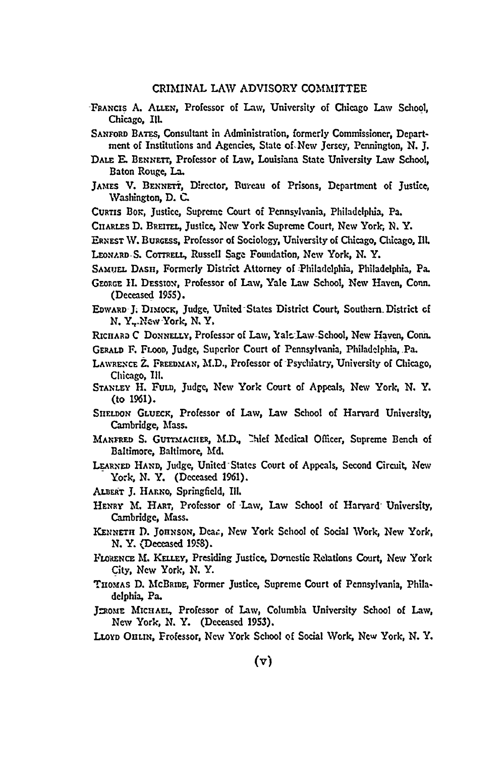# CRIMINAL LAW ADVISORY COMMITTEE

FRANCIS A. ALLEN, Professor of Law, University of Chicago Law School, Chicago, Ill.

SANFORD BATES, Consultant in Administration, formerly Commissioner, Department of Institutions and Agencies, State of New Jersey, Pennington, N. J.

DALE E. BENNETT, Professor of Law, Louisiana State University Law School, Baton Rouge, La.

JAMES V. BENNETT, Director, Bureau of Prisons, Department of Justice, Washington, D. C.

CURTIS BOK, Justice, Supreme Court of Pennsylvania, Philadelphia, Pa.

CHARLES D. BREITEL, Justice, New York Supreme Court, New York, N. Y.

ERNEST W. BURGESS, Professor of Sociology, University of Chicago, Chicago, Ill.

LEONARD S. COTTRELL, Russell Sage Foundation, New York, N. Y.

SAMUEL DASH, Formerly District Attorney of Philadelphia, Philadelphia, Pa.

GEORGE H. DESSION, Professor of Law, Yale Law School, New Haven, Conn. (Deceased 1955).

EDWARD J. DIMOCK, Judge, United States District Court, Southern District of N. Y., New York, N. Y.

RICHARD C DONNELLY, Professor of Law, Yale Law School, New Haven, Conn.

GERALD F. FLOOD, Judge, Superior Court of Pennsylvania, Philadelphia, Pa.

LAWRENCE Z. FREEDMAN, M.D., Professor of Psychiatry, University of Chicago, Chicago, Ill.

STANLEY H. FULD, Judge, New York Court of Appeals, New York, N. Y. (to 1961).

SHELDON GLUECK, Professor of Law, Law School of Harvard University, Cambridge, Mass.

MANFRED S. GUTTMACHER, M.D., Chief Medical Officer, Supreme Bench of Baltimore, Baltimore, Md.

LEARNED HAND, Judge, United States Court of Appeals, Second Circuit, New York, N. Y. (Deceased 1961).

ALBERT J. HARNO, Springfield, Ill.

HENRY M. HART, Professor of Law, Law School of Harvard University, Cambridge, Mass.

KENNETH D. JOHNSON, Dean, New York School of Social Work, New York, N. Y. (Deceased 1958).

FLORENCE M. KELLEY, Presiding Justice, Domestic Relations Court, New York City, New York, N. Y.

THOMAS D. MCBRIDE, Former Justice, Supreme Court of Pennsylvania, Philadelphia, Pa.

JEROME MICHAEL, Professor of Law, Columbia University School of Law, New York, N. Y. (Deceased 1953).

LLOYD OHLIN, Professor, New York School of Social Work, New York, N. Y.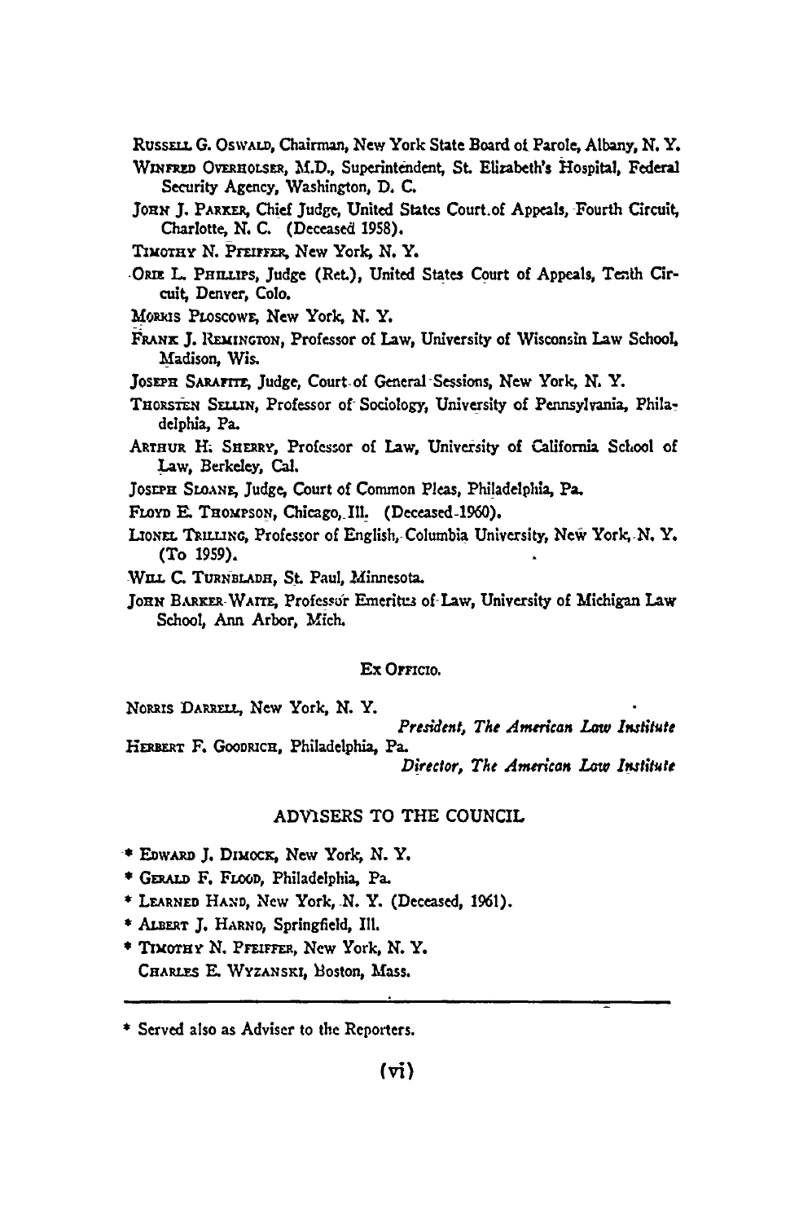RUSSELL G. OSWALD, Chairman, New York State Board of Parole, Albany, N. Y.

WINFRED OVERHOLSER, M.D., Superintendent, St. Elizabeth's Hospital, Federal Security Agency, Washington, D. C.

JOHN J. PARKER, Chief Judge, United States Court of Appeals, Fourth Circuit, Charlotte, N. C. (Deceased 1958).

TIMOTHY N. PFEIFFER, New York, N. Y.

ORIE L. PHILLIPS, Judge (Ret.), United States Court of Appeals, Tenth Circuit, Denver, Colo.

MORRIS PLOSCOWE, New York, N. Y.

FRANK J. REMINGTON, Professor of Law, University of Wisconsin Law School, Madison, Wis.

JOSEPH SARAFITE, Judge, Court of General Sessions, New York, N. Y.

THORSTEN SELLIN, Professor of Sociology, University of Pennsylvania, Philadelphia, Pa.

ARTHUR H. SHERRY, Professor of Law, University of California School of Law, Berkeley, Cal.

JOSEPH SLOANE, Judge, Court of Common Pleas, Philadelphia, Pa.

FLOYD E. THOMPSON, Chicago, Ill. (Deceased 1960).

LIONEL TRILLING, Professor of English, Columbia University, New York, N. Y. (To 1959).

WILL C. TURNBLADH, St. Paul, Minnesota.

JOHN BARKER WAITE, Professor Emeritus of Law, University of Michigan Law School, Ann Arbor, Mich.

EX OFFICIO.

NORRIS DARRELL, New York, N. Y.
*President, The American Law Institute*

HERBERT F. GOODRICH, Philadelphia, Pa.
*Director, The American Law Institute*

## ADVISERS TO THE COUNCIL

\* EDWARD J. DIMOCK, New York, N. Y.

\* GERALD F. FLOOD, Philadelphia, Pa.

\* LEARNED HAND, New York, N. Y. (Deceased, 1961).

\* ALBERT J. HARNO, Springfield, Ill.

\* TIMOTHY N. PFEIFFER, New York, N. Y.

CHARLES E. WYZANSKI, Boston, Mass.

---

\* Served also as Adviser to the Reporters.